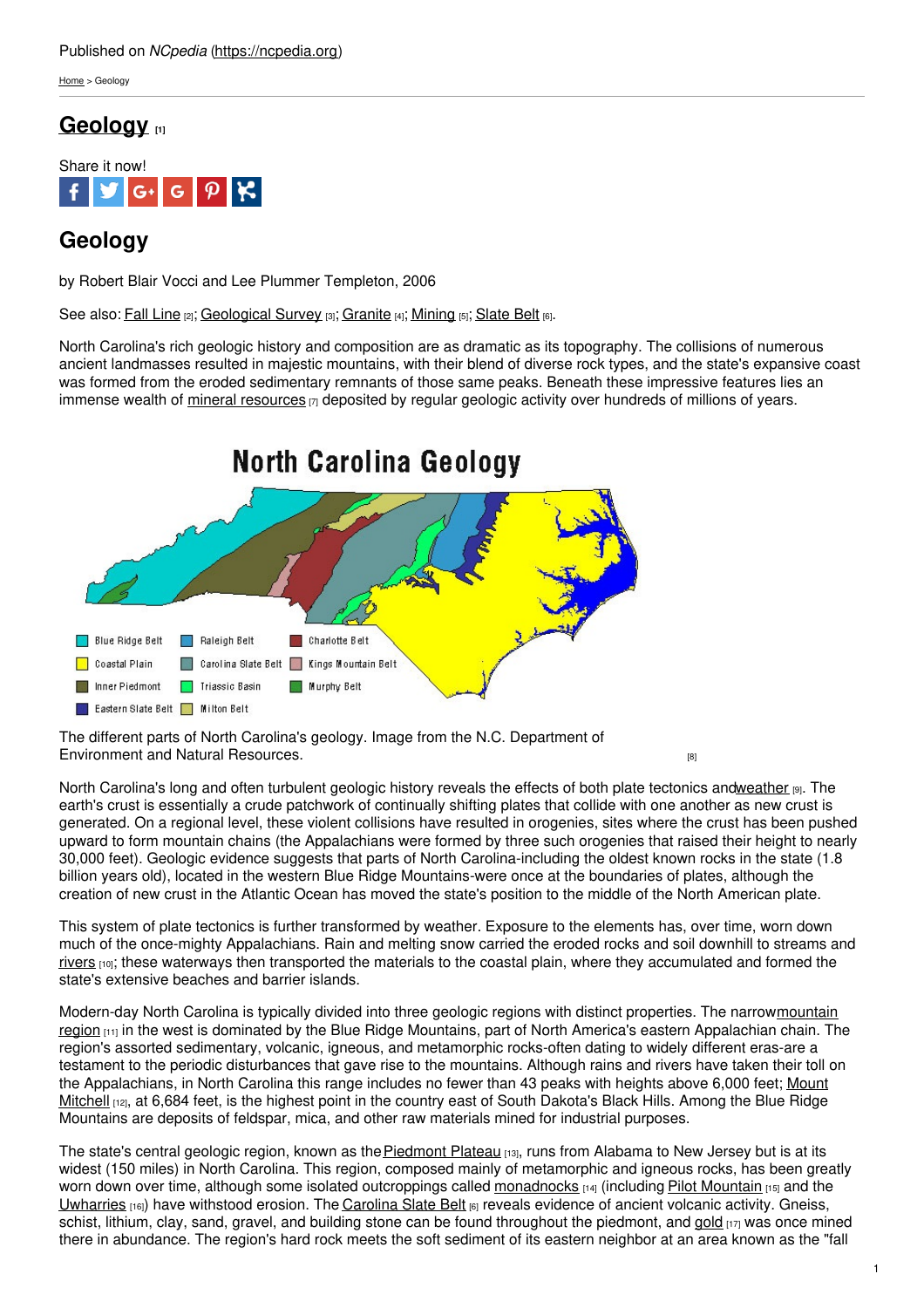Published on *NCpedia* (https://ncpedia.org)

Home > Geology

# Geology [1]

Share it now!

## Geology

by Robert Blair Vocci and Lee Plummer Templeton, 2006

See also: Fall Line [2]; Geological Survey [3]; Granite [4]; Mining [5]; Slate Belt [6].

North Carolina's rich geologic history and composition are as dramatic as its topography. The collisions of numerous ancient landmasses resulted in majestic mountains, with their blend of diverse rock types, and the state's expansive coast was formed from the eroded sedimentary remnants of those same peaks. Beneath these impressive features lies an immense wealth of mineral resources [7] deposited by regular geologic activity over hundreds of millions of years.

North Carolina Geology

Blue Ridge Belt, Raleigh Belt, Charlotte Belt, Coastal Plain, Carolina Slate Belt, Kings Mountain Belt, Inner Piedmont, Triassic Basin, Murphy Belt, Eastern Slate Belt, Milton Belt

The different parts of North Carolina's geology. Image from the N.C. Department of Environment and Natural Resources. [8]

North Carolina's long and often turbulent geologic history reveals the effects of both plate tectonics and weather [9]. The earth's crust is essentially a crude patchwork of continually shifting plates that collide with one another as new crust is generated. On a regional level, these violent collisions have resulted in orogenies, sites where the crust has been pushed upward to form mountain chains (the Appalachians were formed by three such orogenies that raised their height to nearly 30,000 feet). Geologic evidence suggests that parts of North Carolina-including the oldest known rocks in the state (1.8 billion years old), located in the western Blue Ridge Mountains-were once at the boundaries of plates, although the creation of new crust in the Atlantic Ocean has moved the state's position to the middle of the North American plate.

This system of plate tectonics is further transformed by weather. Exposure to the elements has, over time, worn down much of the once-mighty Appalachians. Rain and melting snow carried the eroded rocks and soil downhill to streams and rivers [10]; these waterways then transported the materials to the coastal plain, where they accumulated and formed the state's extensive beaches and barrier islands.

Modern-day North Carolina is typically divided into three geologic regions with distinct properties. The narrow mountain region [11] in the west is dominated by the Blue Ridge Mountains, part of North America's eastern Appalachian chain. The region's assorted sedimentary, volcanic, igneous, and metamorphic rocks-often dating to widely different eras-are a testament to the periodic disturbances that gave rise to the mountains. Although rains and rivers have taken their toll on the Appalachians, in North Carolina this range includes no fewer than 43 peaks with heights above 6,000 feet; Mount Mitchell [12], at 6,684 feet, is the highest point in the country east of South Dakota's Black Hills. Among the Blue Ridge Mountains are deposits of feldspar, mica, and other raw materials mined for industrial purposes.

The state's central geologic region, known as the Piedmont Plateau [13], runs from Alabama to New Jersey but is at its widest (150 miles) in North Carolina. This region, composed mainly of metamorphic and igneous rocks, has been greatly worn down over time, although some isolated outcroppings called monadnocks [14] (including Pilot Mountain [15] and the Uwharries [16]) have withstood erosion. The Carolina Slate Belt [6] reveals evidence of ancient volcanic activity. Gneiss, schist, lithium, clay, sand, gravel, and building stone can be found throughout the piedmont, and gold [17] was once mined there in abundance. The region's hard rock meets the soft sediment of its eastern neighbor at an area known as the "fall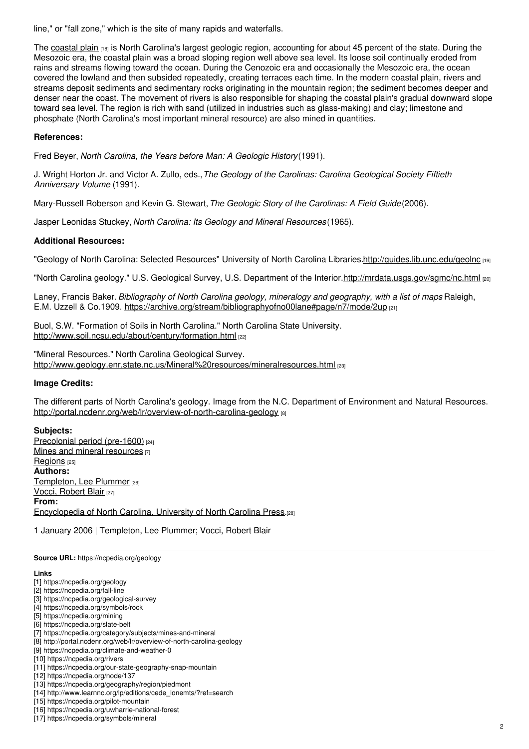line," or "fall zone," which is the site of many rapids and waterfalls.

The coastal plain [18] is North Carolina's largest geologic region, accounting for about 45 percent of the state. During the Mesozoic era, the coastal plain was a broad sloping region well above sea level. Its loose soil continually eroded from rains and streams flowing toward the ocean. During the Cenozoic era and occasionally the Mesozoic era, the ocean covered the lowland and then subsided repeatedly, creating terraces each time. In the modern coastal plain, rivers and streams deposit sediments and sedimentary rocks originating in the mountain region; the sediment becomes deeper and denser near the coast. The movement of rivers is also responsible for shaping the coastal plain's gradual downward slope toward sea level. The region is rich with sand (utilized in industries such as glass-making) and clay; limestone and phosphate (North Carolina's most important mineral resource) are also mined in quantities.

**References:**

Fred Beyer, *North Carolina, the Years before Man: A Geologic History* (1991).

J. Wright Horton Jr. and Victor A. Zullo, eds., *The Geology of the Carolinas: Carolina Geological Society Fiftieth Anniversary Volume* (1991).

Mary-Russell Roberson and Kevin G. Stewart, *The Geologic Story of the Carolinas: A Field Guide* (2006).

Jasper Leonidas Stuckey, *North Carolina: Its Geology and Mineral Resources* (1965).

**Additional Resources:**

"Geology of North Carolina: Selected Resources" University of North Carolina Libraries. http://guides.lib.unc.edu/geolnc [19]

"North Carolina geology." U.S. Geological Survey, U.S. Department of the Interior. http://mrdata.usgs.gov/sgmc/nc.html [20]

Laney, Francis Baker. *Bibliography of North Carolina geology, mineralogy and geography, with a list of maps* Raleigh, E.M. Uzzell & Co.1909. https://archive.org/stream/bibliographyofno00lane#page/n7/mode/2up [21]

Buol, S.W. "Formation of Soils in North Carolina." North Carolina State University. http://www.soil.ncsu.edu/about/century/formation.html [22]

"Mineral Resources." North Carolina Geological Survey. http://www.geology.enr.state.nc.us/Mineral%20resources/mineralresources.html [23]

**Image Credits:**

The different parts of North Carolina's geology. Image from the N.C. Department of Environment and Natural Resources. http://portal.ncdenr.org/web/lr/overview-of-north-carolina-geology [8]

**Subjects:**
Precolonial period (pre-1600) [24]
Mines and mineral resources [7]
Regions [25]
**Authors:**
Templeton, Lee Plummer [26]
Vocci, Robert Blair [27]
**From:**
Encyclopedia of North Carolina, University of North Carolina Press. [28]

1 January 2006 | Templeton, Lee Plummer; Vocci, Robert Blair

**Source URL:** https://ncpedia.org/geology

**Links**
[1] https://ncpedia.org/geology
[2] https://ncpedia.org/fall-line
[3] https://ncpedia.org/geological-survey
[4] https://ncpedia.org/symbols/rock
[5] https://ncpedia.org/mining
[6] https://ncpedia.org/slate-belt
[7] https://ncpedia.org/category/subjects/mines-and-mineral
[8] http://portal.ncdenr.org/web/lr/overview-of-north-carolina-geology
[9] https://ncpedia.org/climate-and-weather-0
[10] https://ncpedia.org/rivers
[11] https://ncpedia.org/our-state-geography-snap-mountain
[12] https://ncpedia.org/node/137
[13] https://ncpedia.org/geography/region/piedmont
[14] http://www.learnnc.org/lp/editions/cede_lonemts/?ref=search
[15] https://ncpedia.org/pilot-mountain
[16] https://ncpedia.org/uwharrie-national-forest
[17] https://ncpedia.org/symbols/mineral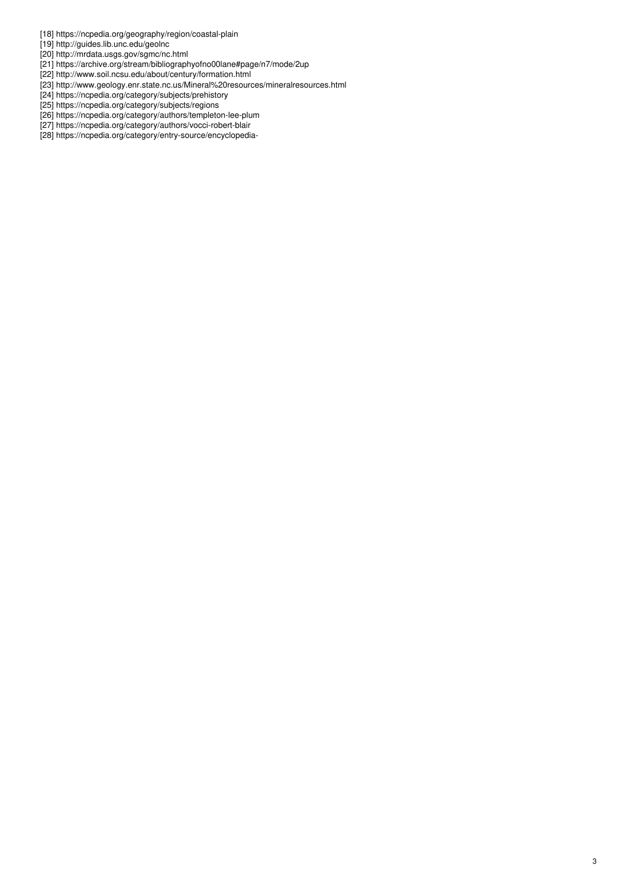[18] https://ncpedia.org/geography/region/coastal-plain
[19] http://guides.lib.unc.edu/geolnc
[20] http://mrdata.usgs.gov/sgmc/nc.html
[21] https://archive.org/stream/bibliographyofno00lane#page/n7/mode/2up
[22] http://www.soil.ncsu.edu/about/century/formation.html
[23] http://www.geology.enr.state.nc.us/Mineral%20resources/mineralresources.html
[24] https://ncpedia.org/category/subjects/prehistory
[25] https://ncpedia.org/category/subjects/regions
[26] https://ncpedia.org/category/authors/templeton-lee-plum
[27] https://ncpedia.org/category/authors/vocci-robert-blair
[28] https://ncpedia.org/category/entry-source/encyclopedia-